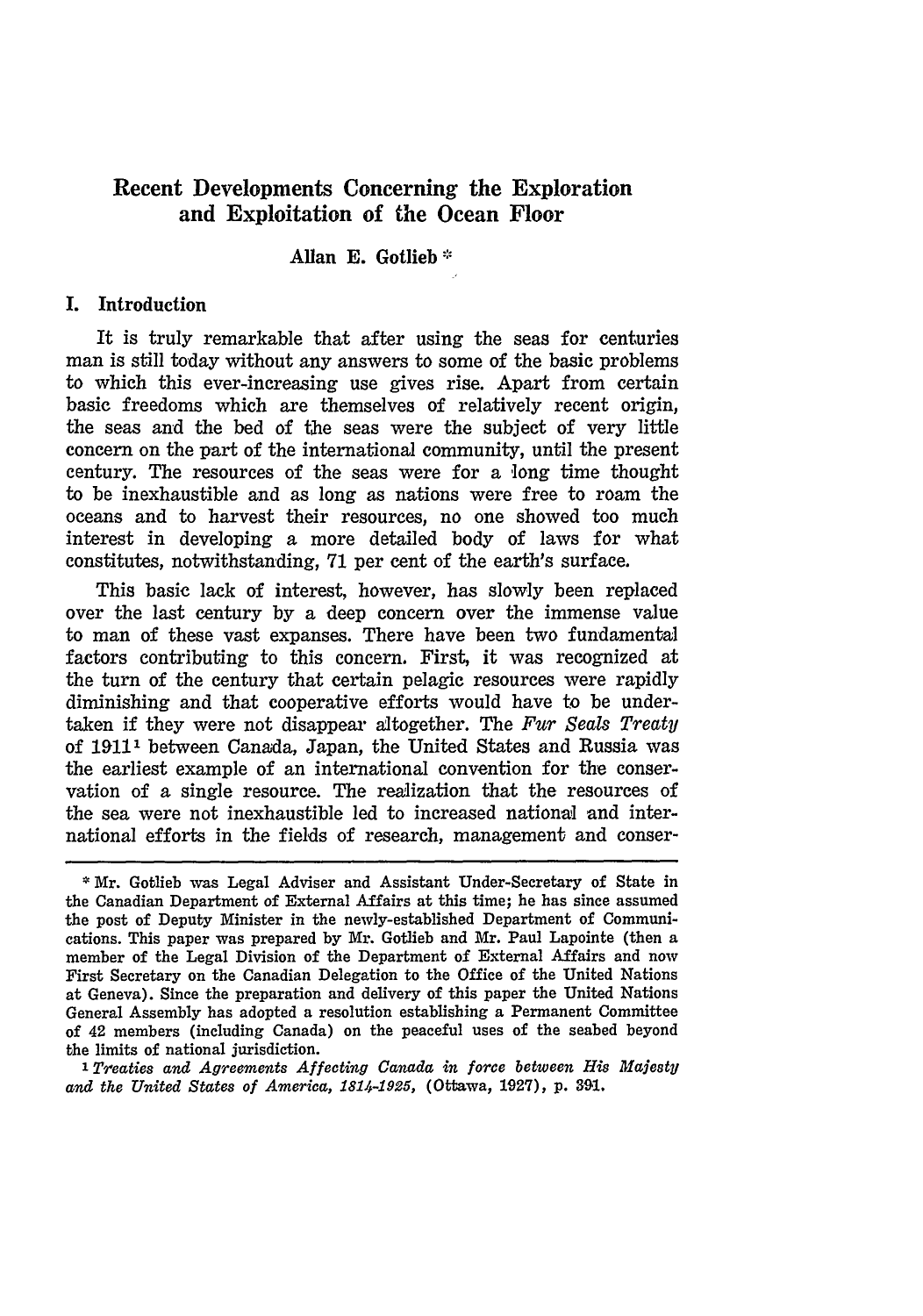# Recent Developments Concerning the Exploration and Exploitation of the Ocean Floor

**Allan E. Gotlieb** *

## I. Introduction

It is truly remarkable that after using the seas for centuries man is still today without any answers to some of the basic problems to which this ever-increasing use gives rise. Apart from certain basic freedoms which are themselves of relatively recent origin, the seas and the bed of the seas were the subject of very little concern on the part of the international community, until the present century. The resources of the seas were for a long time thought to be inexhaustible and as long as nations were free to roam the oceans and to harvest their resources, no one showed too much interest in developing a more detailed body of laws for what constitutes, notwithstanding, 71 per cent of the earth's surface.

This basic lack of interest, however, has slowly been replaced over the last century by a deep concern over the immense value to man of these vast expanses. There have been two fundamental factors contributing to this concern. First, it was recognized at the turn of the century that certain pelagic resources were rapidly diminishing and that cooperative efforts would have to be undertaken if they were not disappear altogether. The *Fur Seals Treaty* of 1911[1] between Canada, Japan, the United States and Russia was the earliest example of an international convention for the conservation of a single resource. The realization that the resources of the sea were not inexhaustible led to increased national and international efforts in the fields of research, management and conser-

---

\* Mr. Gotlieb was Legal Adviser and Assistant Under-Secretary of State in the Canadian Department of External Affairs at this time; he has since assumed the post of Deputy Minister in the newly-established Department of Communications. This paper was prepared by Mr. Gotlieb and Mr. Paul Lapointe (then a member of the Legal Division of the Department of External Affairs and now First Secretary on the Canadian Delegation to the Office of the United Nations at Geneva). Since the preparation and delivery of this paper the United Nations General Assembly has adopted a resolution establishing a Permanent Committee of 42 members (including Canada) on the peaceful uses of the seabed beyond the limits of national jurisdiction.

[1] *Treaties and Agreements Affecting Canada in force between His Majesty and the United States of America, 1814-1925*, (Ottawa, 1927), p. 391.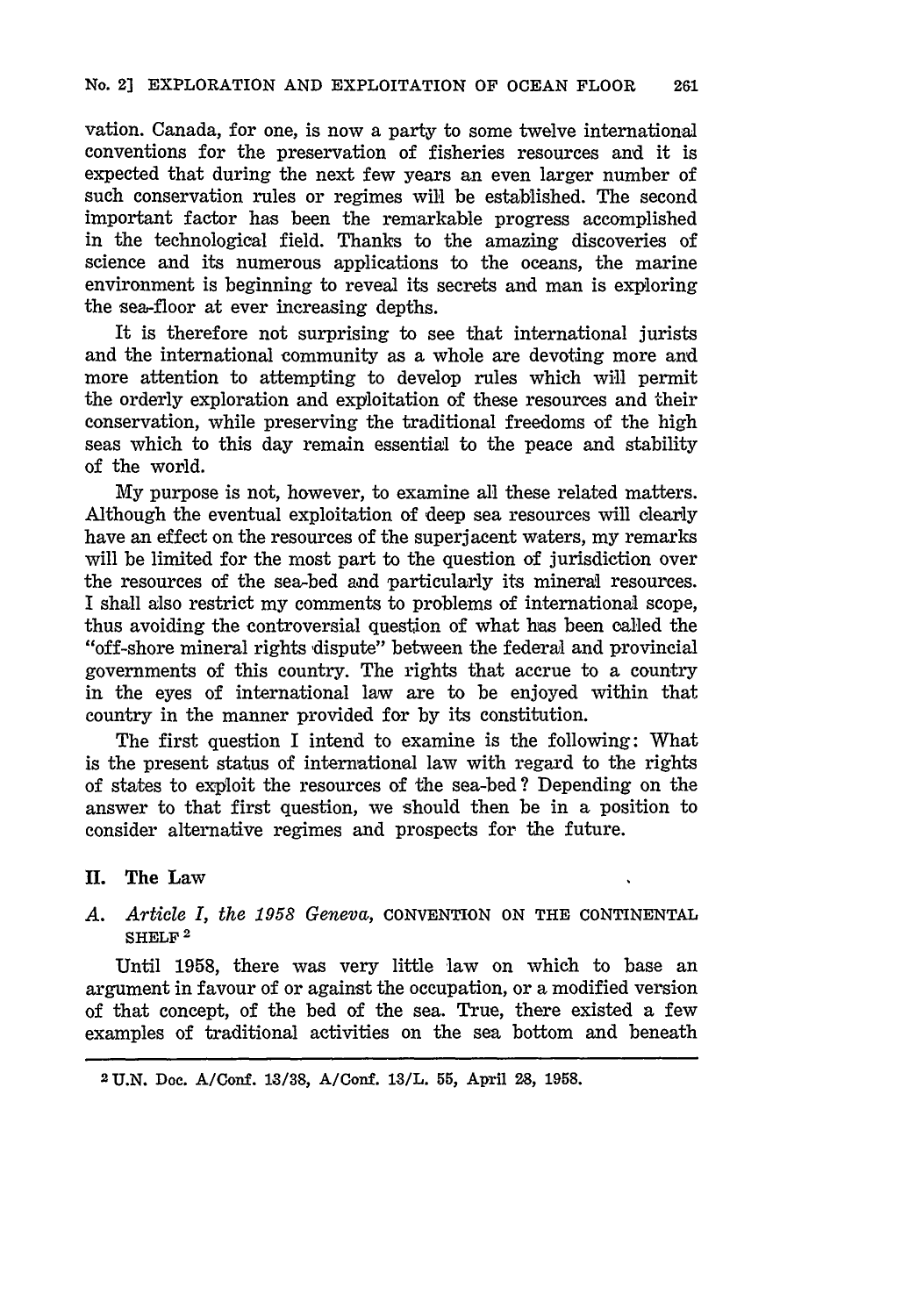vation. Canada, for one, is now a party to some twelve international conventions for the preservation of fisheries resources and it is expected that during the next few years an even larger number of such conservation rules or regimes will be established. The second important factor has been the remarkable progress accomplished in the technological field. Thanks to the amazing discoveries of science and its numerous applications to the oceans, the marine environment is beginning to reveal its secrets and man is exploring the sea-floor at ever increasing depths.

It is therefore not surprising to see that international jurists and the international community as a whole are devoting more and more attention to attempting to develop rules which will permit the orderly exploration and exploitation of these resources and their conservation, while preserving the traditional freedoms of the high seas which to this day remain essential to the peace and stability of the world.

My purpose is not, however, to examine all these related matters. Although the eventual exploitation of deep sea resources will clearly have an effect on the resources of the superjacent waters, my remarks will be limited for the most part to the question of jurisdiction over the resources of the sea-bed and particularly its mineral resources. I shall also restrict my comments to problems of international scope, thus avoiding the controversial question of what has been called the "off-shore mineral rights dispute" between the federal and provincial governments of this country. The rights that accrue to a country in the eyes of international law are to be enjoyed within that country in the manner provided for by its constitution.

The first question I intend to examine is the following: What is the present status of international law with regard to the rights of states to exploit the resources of the sea-bed? Depending on the answer to that first question, we should then be in a position to consider alternative regimes and prospects for the future.

## II. The Law

### A. *Article I, the 1958 Geneva,* CONVENTION ON THE CONTINENTAL SHELF [2]

Until 1958, there was very little law on which to base an argument in favour of or against the occupation, or a modified version of that concept, of the bed of the sea. True, there existed a few examples of traditional activities on the sea bottom and beneath

---

[2] U.N. Doc. A/Conf. 13/38, A/Conf. 13/L. 55, April 28, 1958.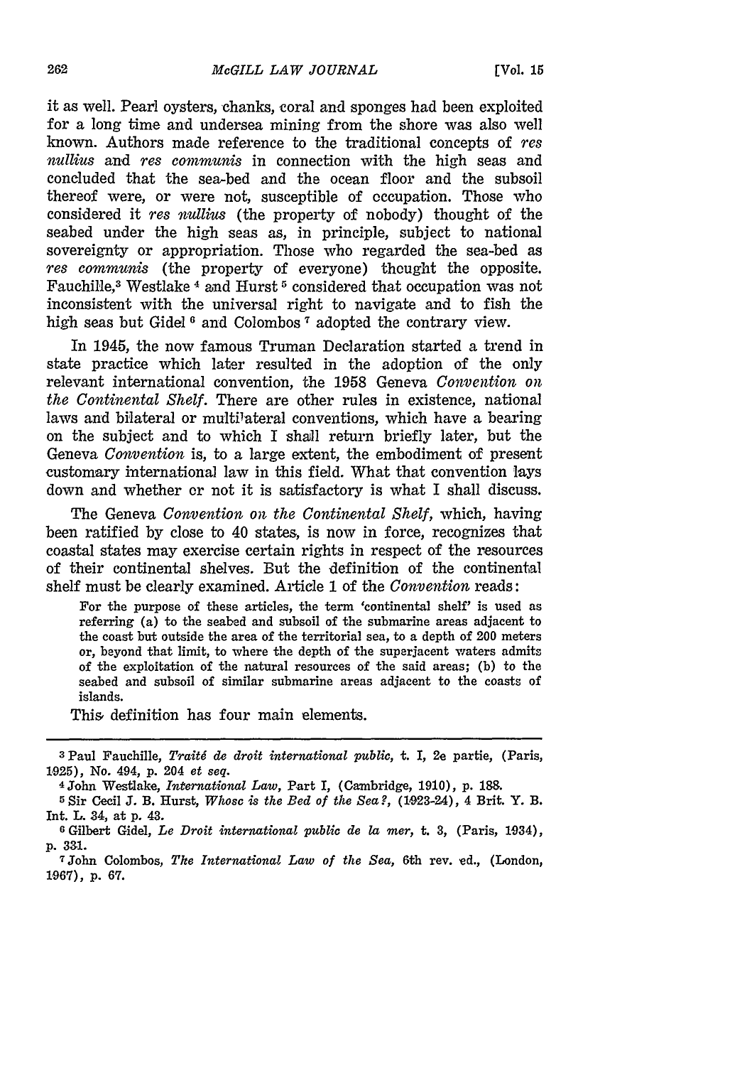it as well. Pearl oysters, chanks, coral and sponges had been exploited for a long time and undersea mining from the shore was also well known. Authors made reference to the traditional concepts of *res nullius* and *res communis* in connection with the high seas and concluded that the sea-bed and the ocean floor and the subsoil thereof were, or were not, susceptible of occupation. Those who considered it *res nullius* (the property of nobody) thought of the seabed under the high seas as, in principle, subject to national sovereignty or appropriation. Those who regarded the sea-bed as *res communis* (the property of everyone) thought the opposite. Fauchille,[3] Westlake [4] and Hurst [5] considered that occupation was not inconsistent with the universal right to navigate and to fish the high seas but Gidel [6] and Colombos [7] adopted the contrary view.

In 1945, the now famous Truman Declaration started a trend in state practice which later resulted in the adoption of the only relevant international convention, the 1958 Geneva *Convention on the Continental Shelf*. There are other rules in existence, national laws and bilateral or multilateral conventions, which have a bearing on the subject and to which I shall return briefly later, but the Geneva *Convention* is, to a large extent, the embodiment of present customary international law in this field. What that convention lays down and whether or not it is satisfactory is what I shall discuss.

The Geneva *Convention on the Continental Shelf*, which, having been ratified by close to 40 states, is now in force, recognizes that coastal states may exercise certain rights in respect of the resources of their continental shelves. But the definition of the continental shelf must be clearly examined. Article 1 of the *Convention* reads:

> For the purpose of these articles, the term 'continental shelf' is used as referring (a) to the seabed and subsoil of the submarine areas adjacent to the coast but outside the area of the territorial sea, to a depth of 200 meters or, beyond that limit, to where the depth of the superjacent waters admits of the exploitation of the natural resources of the said areas; (b) to the seabed and subsoil of similar submarine areas adjacent to the coasts of islands.

This definition has four main elements.

---

[3] Paul Fauchille, *Traité de droit international public*, t. I, 2e partie, (Paris, 1925), No. 494, p. 204 *et seq.*

[4] John Westlake, *International Law*, Part I, (Cambridge, 1910), p. 188.

[5] Sir Cecil J. B. Hurst, *Whose is the Bed of the Sea?*, (1923-24), 4 Brit. Y. B. Int. L. 34, at p. 43.

[6] Gilbert Gidel, *Le Droit international public de la mer*, t. 3, (Paris, 1934), p. 331.

[7] John Colombos, *The International Law of the Sea*, 6th rev. ed., (London, 1967), p. 67.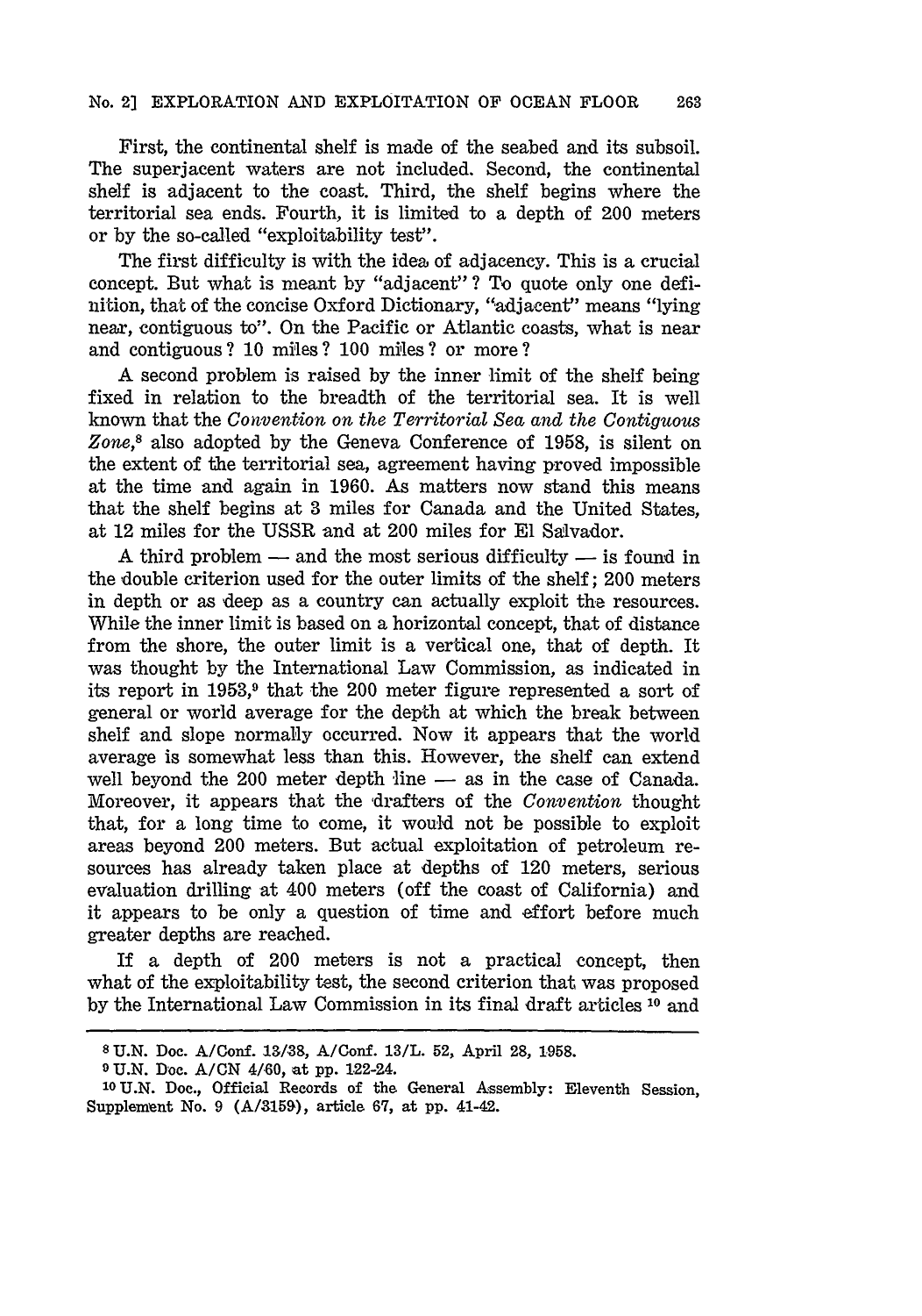First, the continental shelf is made of the seabed and its subsoil. The superjacent waters are not included. Second, the continental shelf is adjacent to the coast. Third, the shelf begins where the territorial sea ends. Fourth, it is limited to a depth of 200 meters or by the so-called "exploitability test".

The first difficulty is with the idea of adjacency. This is a crucial concept. But what is meant by "adjacent"? To quote only one definition, that of the concise Oxford Dictionary, "adjacent" means "lying near, contiguous to". On the Pacific or Atlantic coasts, what is near and contiguous? 10 miles? 100 miles? or more?

A second problem is raised by the inner limit of the shelf being fixed in relation to the breadth of the territorial sea. It is well known that the *Convention on the Territorial Sea and the Contiguous Zone*,[8] also adopted by the Geneva Conference of 1958, is silent on the extent of the territorial sea, agreement having proved impossible at the time and again in 1960. As matters now stand this means that the shelf begins at 3 miles for Canada and the United States, at 12 miles for the USSR and at 200 miles for El Salvador.

A third problem — and the most serious difficulty — is found in the double criterion used for the outer limits of the shelf; 200 meters in depth or as deep as a country can actually exploit the resources. While the inner limit is based on a horizontal concept, that of distance from the shore, the outer limit is a vertical one, that of depth. It was thought by the International Law Commission, as indicated in its report in 1953,[9] that the 200 meter figure represented a sort of general or world average for the depth at which the break between shelf and slope normally occurred. Now it appears that the world average is somewhat less than this. However, the shelf can extend well beyond the 200 meter depth line — as in the case of Canada. Moreover, it appears that the drafters of the *Convention* thought that, for a long time to come, it would not be possible to exploit areas beyond 200 meters. But actual exploitation of petroleum resources has already taken place at depths of 120 meters, serious evaluation drilling at 400 meters (off the coast of California) and it appears to be only a question of time and effort before much greater depths are reached.

If a depth of 200 meters is not a practical concept, then what of the exploitability test, the second criterion that was proposed by the International Law Commission in its final draft articles [10] and

---

[8] U.N. Doc. A/Conf. 13/38, A/Conf. 13/L. 52, April 28, 1958.

[9] U.N. Doc. A/CN 4/60, at pp. 122-24.

[10] U.N. Doc., Official Records of the General Assembly: Eleventh Session, Supplement No. 9 (A/3159), article 67, at pp. 41-42.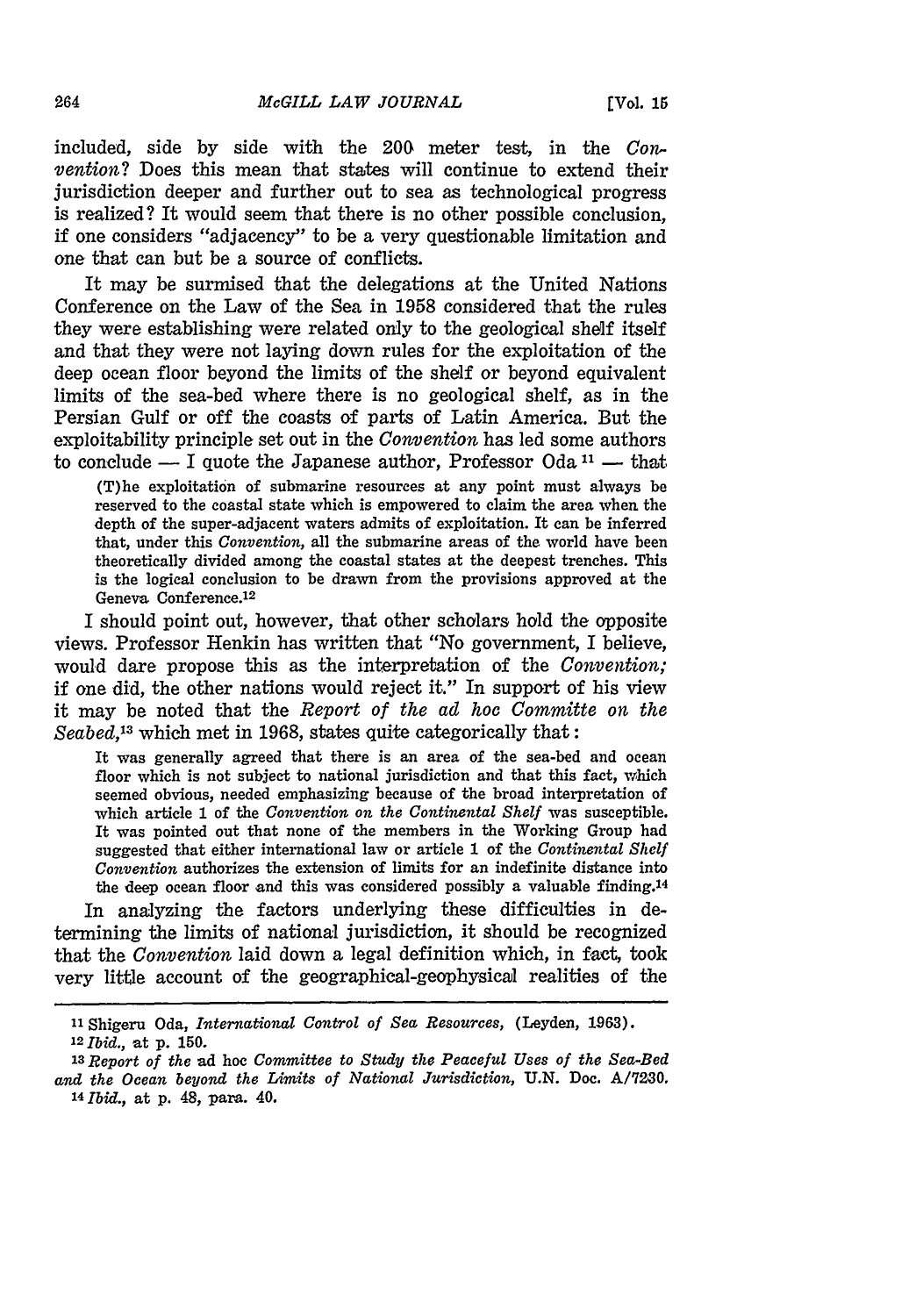included, side by side with the 200 meter test, in the *Convention*? Does this mean that states will continue to extend their jurisdiction deeper and further out to sea as technological progress is realized? It would seem that there is no other possible conclusion, if one considers "adjacency" to be a very questionable limitation and one that can but be a source of conflicts.

It may be surmised that the delegations at the United Nations Conference on the Law of the Sea in 1958 considered that the rules they were establishing were related only to the geological shelf itself and that they were not laying down rules for the exploitation of the deep ocean floor beyond the limits of the shelf or beyond equivalent limits of the sea-bed where there is no geological shelf, as in the Persian Gulf or off the coasts of parts of Latin America. But the exploitability principle set out in the *Convention* has led some authors to conclude — I quote the Japanese author, Professor Oda [11] — that

> (T)he exploitation of submarine resources at any point must always be reserved to the coastal state which is empowered to claim the area when the depth of the super-adjacent waters admits of exploitation. It can be inferred that, under this *Convention*, all the submarine areas of the world have been theoretically divided among the coastal states at the deepest trenches. This is the logical conclusion to be drawn from the provisions approved at the Geneva Conference.[12]

I should point out, however, that other scholars hold the opposite views. Professor Henkin has written that "No government, I believe, would dare propose this as the interpretation of the *Convention;* if one did, the other nations would reject it." In support of his view it may be noted that the *Report of the ad hoc Committe on the Seabed,*[13] which met in 1968, states quite categorically that:

> It was generally agreed that there is an area of the sea-bed and ocean floor which is not subject to national jurisdiction and that this fact, which seemed obvious, needed emphasizing because of the broad interpretation of which article 1 of the *Convention on the Continental Shelf* was susceptible. It was pointed out that none of the members in the Working Group had suggested that either international law or article 1 of the *Continental Shelf Convention* authorizes the extension of limits for an indefinite distance into the deep ocean floor and this was considered possibly a valuable finding.[14]

In analyzing the factors underlying these difficulties in determining the limits of national jurisdiction, it should be recognized that the *Convention* laid down a legal definition which, in fact, took very little account of the geographical-geophysical realities of the

---

[11] Shigeru Oda, *International Control of Sea Resources,* (Leyden, 1963).

[12] *Ibid.,* at p. 150.

[13] *Report of the* ad hoc *Committee to Study the Peaceful Uses of the Sea-Bed and the Ocean beyond the Limits of National Jurisdiction,* U.N. Doc. A/7230.

[14] *Ibid.,* at p. 48, para. 40.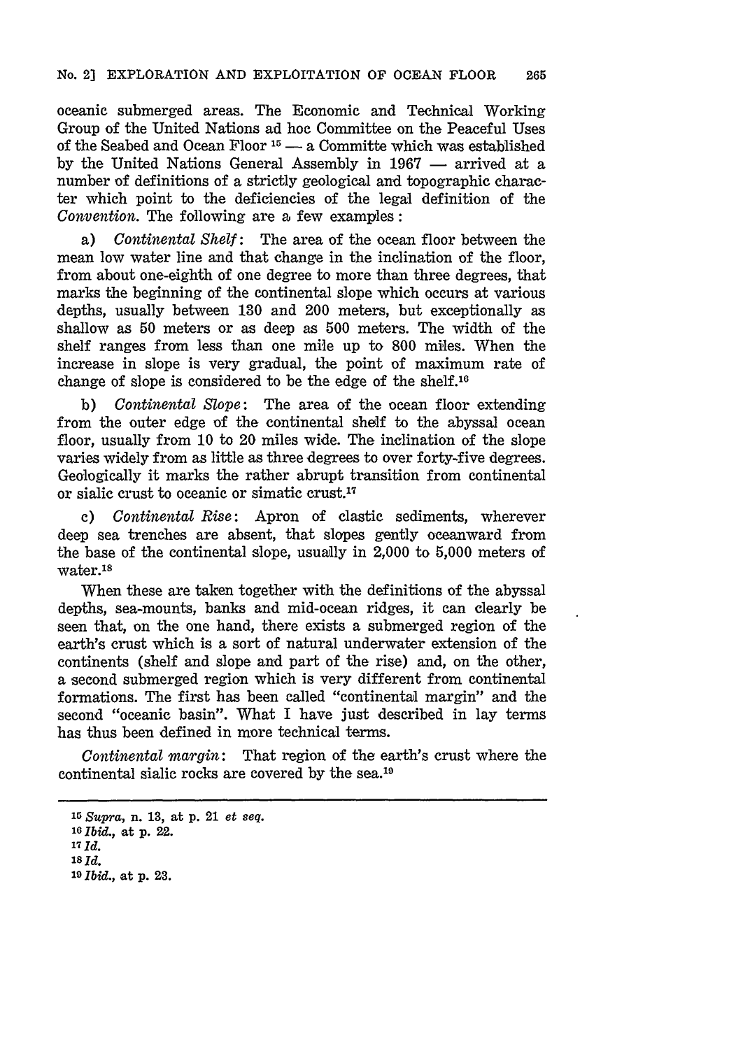oceanic submerged areas. The Economic and Technical Working Group of the United Nations ad hoc Committee on the Peaceful Uses of the Seabed and Ocean Floor [15] — a Committe which was established by the United Nations General Assembly in 1967 — arrived at a number of definitions of a strictly geological and topographic character which point to the deficiencies of the legal definition of the *Convention.* The following are a few examples:

a) *Continental Shelf*: The area of the ocean floor between the mean low water line and that change in the inclination of the floor, from about one-eighth of one degree to more than three degrees, that marks the beginning of the continental slope which occurs at various depths, usually between 130 and 200 meters, but exceptionally as shallow as 50 meters or as deep as 500 meters. The width of the shelf ranges from less than one mile up to 800 miles. When the increase in slope is very gradual, the point of maximum rate of change of slope is considered to be the edge of the shelf.[16]

b) *Continental Slope*: The area of the ocean floor extending from the outer edge of the continental shelf to the abyssal ocean floor, usually from 10 to 20 miles wide. The inclination of the slope varies widely from as little as three degrees to over forty-five degrees. Geologically it marks the rather abrupt transition from continental or sialic crust to oceanic or simatic crust.[17]

c) *Continental Rise*: Apron of clastic sediments, wherever deep sea trenches are absent, that slopes gently oceanward from the base of the continental slope, usually in 2,000 to 5,000 meters of water.[18]

When these are taken together with the definitions of the abyssal depths, sea-mounts, banks and mid-ocean ridges, it can clearly be seen that, on the one hand, there exists a submerged region of the earth's crust which is a sort of natural underwater extension of the continents (shelf and slope and part of the rise) and, on the other, a second submerged region which is very different from continental formations. The first has been called "continental margin" and the second "oceanic basin". What I have just described in lay terms has thus been defined in more technical terms.

*Continental margin*: That region of the earth's crust where the continental sialic rocks are covered by the sea.[19]

---

[15] *Supra*, n. 13, at p. 21 *et seq.*

[16] *Ibid.*, at p. 22.

[17] *Id.*

[18] *Id.*

[19] *Ibid.*, at p. 23.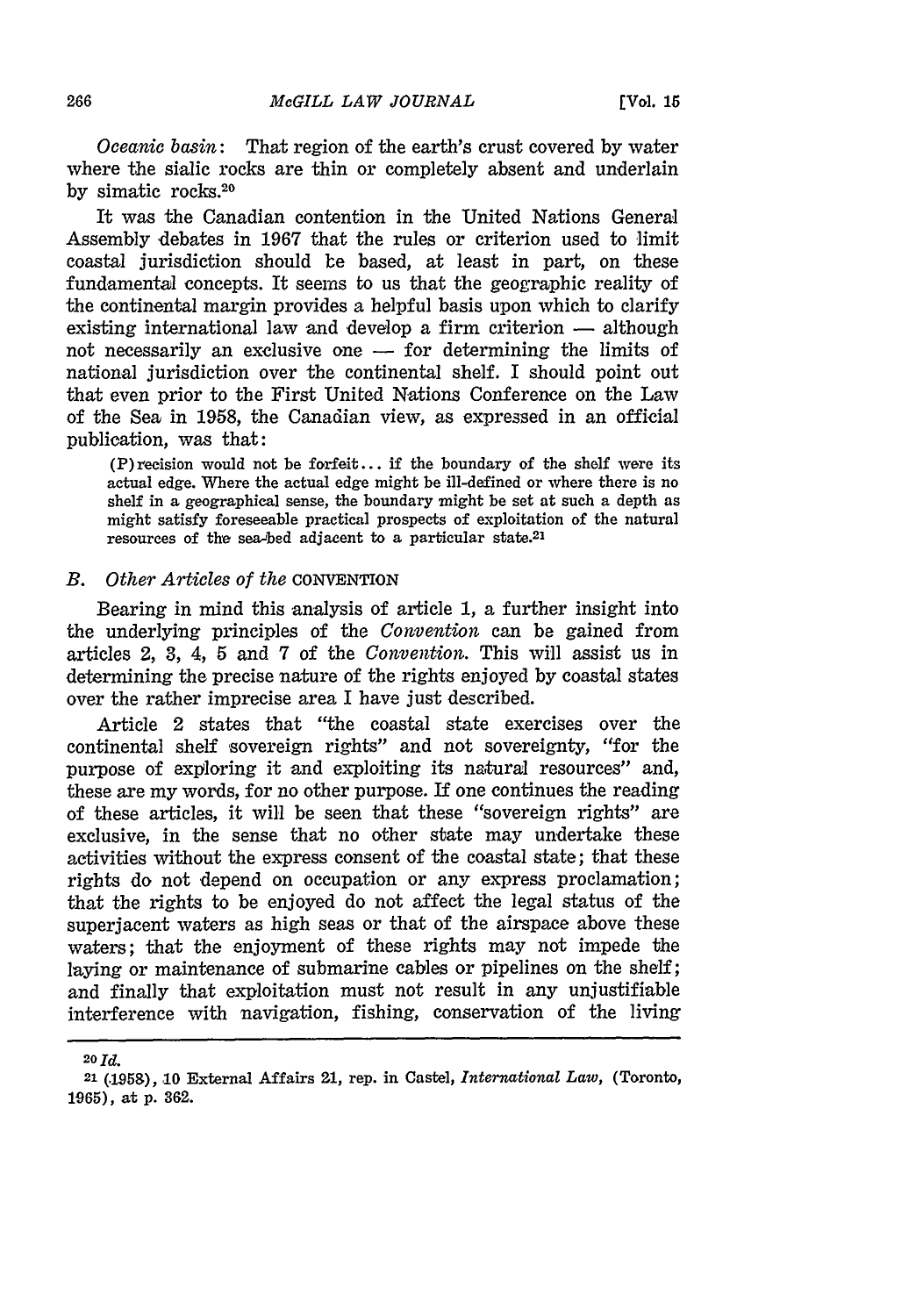*Oceanic basin*: That region of the earth's crust covered by water where the sialic rocks are thin or completely absent and underlain by simatic rocks.[20]

It was the Canadian contention in the United Nations General Assembly debates in 1967 that the rules or criterion used to limit coastal jurisdiction should be based, at least in part, on these fundamental concepts. It seems to us that the geographic reality of the continental margin provides a helpful basis upon which to clarify existing international law and develop a firm criterion — although not necessarily an exclusive one — for determining the limits of national jurisdiction over the continental shelf. I should point out that even prior to the First United Nations Conference on the Law of the Sea in 1958, the Canadian view, as expressed in an official publication, was that:

> (P)recision would not be forfeit... if the boundary of the shelf were its actual edge. Where the actual edge might be ill-defined or where there is no shelf in a geographical sense, the boundary might be set at such a depth as might satisfy foreseeable practical prospects of exploitation of the natural resources of the sea-bed adjacent to a particular state.[21]

### *B. Other Articles of the* CONVENTION

Bearing in mind this analysis of article 1, a further insight into the underlying principles of the *Convention* can be gained from articles 2, 3, 4, 5 and 7 of the *Convention*. This will assist us in determining the precise nature of the rights enjoyed by coastal states over the rather imprecise area I have just described.

Article 2 states that "the coastal state exercises over the continental shelf sovereign rights" and not sovereignty, "for the purpose of exploring it and exploiting its natural resources" and, these are my words, for no other purpose. If one continues the reading of these articles, it will be seen that these "sovereign rights" are exclusive, in the sense that no other state may undertake these activities without the express consent of the coastal state; that these rights do not depend on occupation or any express proclamation; that the rights to be enjoyed do not affect the legal status of the superjacent waters as high seas or that of the airspace above these waters; that the enjoyment of these rights may not impede the laying or maintenance of submarine cables or pipelines on the shelf; and finally that exploitation must not result in any unjustifiable interference with navigation, fishing, conservation of the living

---

[20] *Id.*

[21] (1958), 10 External Affairs 21, rep. in Castel, *International Law*, (Toronto, 1965), at p. 362.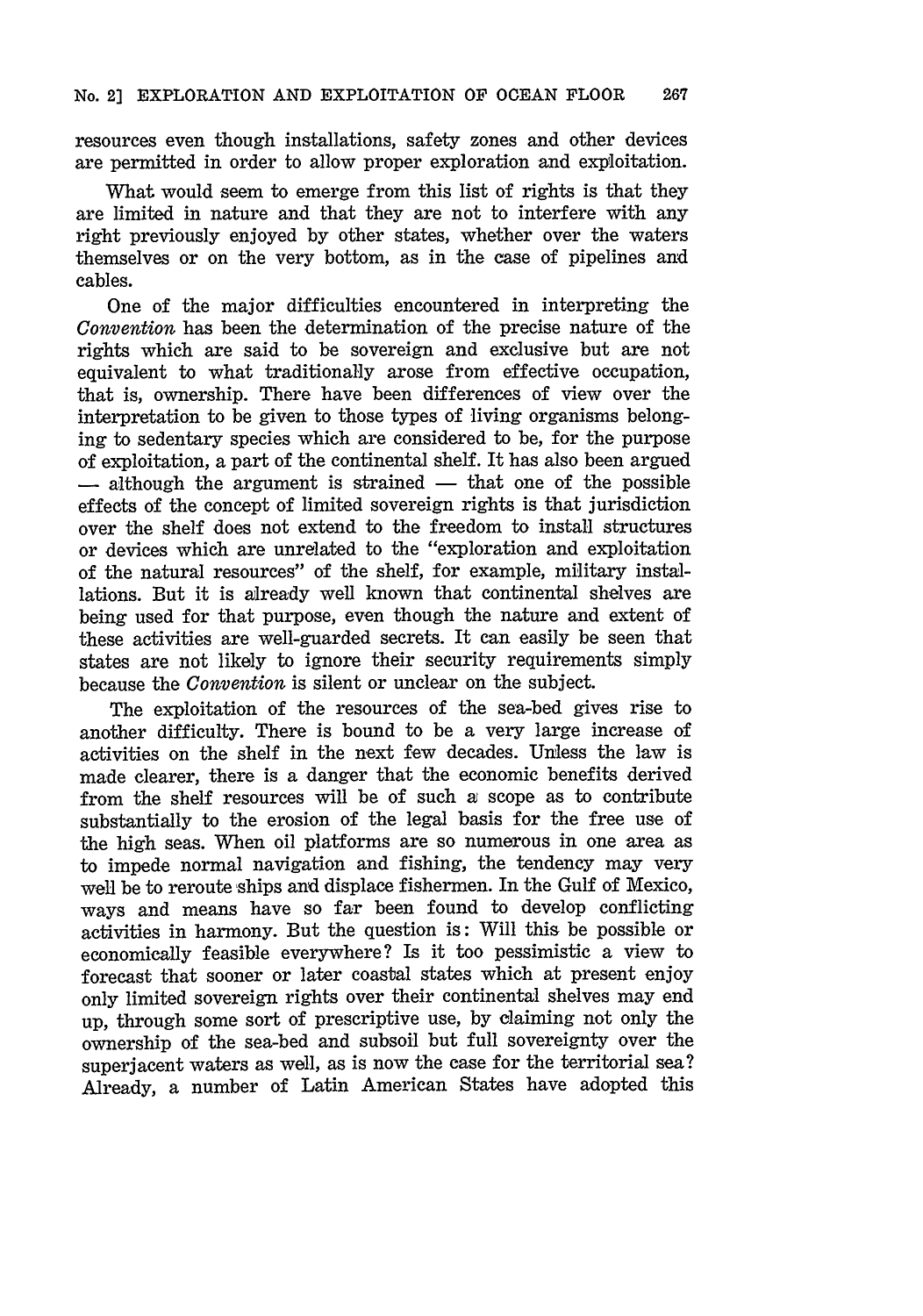resources even though installations, safety zones and other devices are permitted in order to allow proper exploration and exploitation.

What would seem to emerge from this list of rights is that they are limited in nature and that they are not to interfere with any right previously enjoyed by other states, whether over the waters themselves or on the very bottom, as in the case of pipelines and cables.

One of the major difficulties encountered in interpreting the *Convention* has been the determination of the precise nature of the rights which are said to be sovereign and exclusive but are not equivalent to what traditionally arose from effective occupation, that is, ownership. There have been differences of view over the interpretation to be given to those types of living organisms belonging to sedentary species which are considered to be, for the purpose of exploitation, a part of the continental shelf. It has also been argued — although the argument is strained — that one of the possible effects of the concept of limited sovereign rights is that jurisdiction over the shelf does not extend to the freedom to install structures or devices which are unrelated to the "exploration and exploitation of the natural resources" of the shelf, for example, military installations. But it is already well known that continental shelves are being used for that purpose, even though the nature and extent of these activities are well-guarded secrets. It can easily be seen that states are not likely to ignore their security requirements simply because the *Convention* is silent or unclear on the subject.

The exploitation of the resources of the sea-bed gives rise to another difficulty. There is bound to be a very large increase of activities on the shelf in the next few decades. Unless the law is made clearer, there is a danger that the economic benefits derived from the shelf resources will be of such a scope as to contribute substantially to the erosion of the legal basis for the free use of the high seas. When oil platforms are so numerous in one area as to impede normal navigation and fishing, the tendency may very well be to reroute ships and displace fishermen. In the Gulf of Mexico, ways and means have so far been found to develop conflicting activities in harmony. But the question is: Will this be possible or economically feasible everywhere? Is it too pessimistic a view to forecast that sooner or later coastal states which at present enjoy only limited sovereign rights over their continental shelves may end up, through some sort of prescriptive use, by claiming not only the ownership of the sea-bed and subsoil but full sovereignty over the superjacent waters as well, as is now the case for the territorial sea? Already, a number of Latin American States have adopted this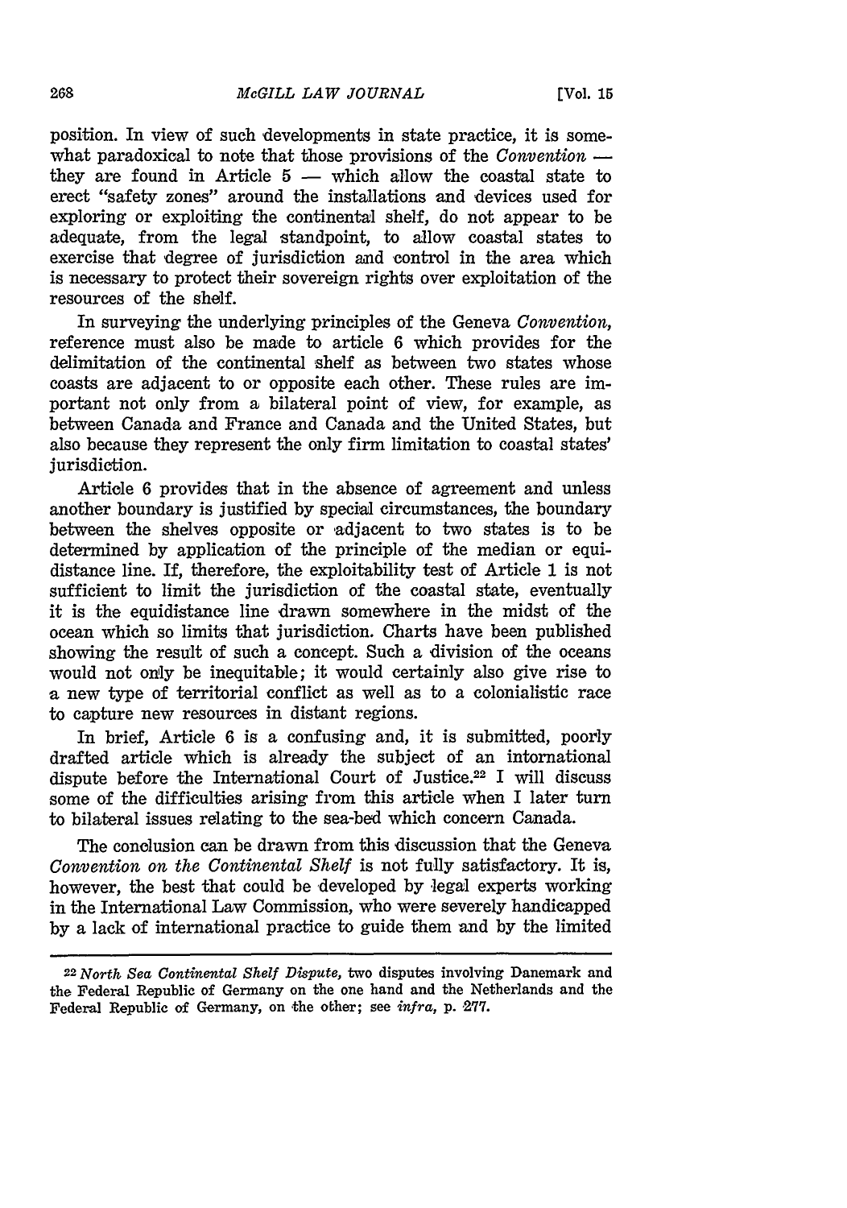position. In view of such developments in state practice, it is somewhat paradoxical to note that those provisions of the *Convention* — they are found in Article 5 — which allow the coastal state to erect "safety zones" around the installations and devices used for exploring or exploiting the continental shelf, do not appear to be adequate, from the legal standpoint, to allow coastal states to exercise that degree of jurisdiction and control in the area which is necessary to protect their sovereign rights over exploitation of the resources of the shelf.

In surveying the underlying principles of the Geneva *Convention*, reference must also be made to article 6 which provides for the delimitation of the continental shelf as between two states whose coasts are adjacent to or opposite each other. These rules are important not only from a bilateral point of view, for example, as between Canada and France and Canada and the United States, but also because they represent the only firm limitation to coastal states' jurisdiction.

Article 6 provides that in the absence of agreement and unless another boundary is justified by special circumstances, the boundary between the shelves opposite or adjacent to two states is to be determined by application of the principle of the median or equidistance line. If, therefore, the exploitability test of Article 1 is not sufficient to limit the jurisdiction of the coastal state, eventually it is the equidistance line drawn somewhere in the midst of the ocean which so limits that jurisdiction. Charts have been published showing the result of such a concept. Such a division of the oceans would not only be inequitable; it would certainly also give rise to a new type of territorial conflict as well as to a colonialistic race to capture new resources in distant regions.

In brief, Article 6 is a confusing and, it is submitted, poorly drafted article which is already the subject of an international dispute before the International Court of Justice.[22] I will discuss some of the difficulties arising from this article when I later turn to bilateral issues relating to the sea-bed which concern Canada.

The conclusion can be drawn from this discussion that the Geneva *Convention on the Continental Shelf* is not fully satisfactory. It is, however, the best that could be developed by legal experts working in the International Law Commission, who were severely handicapped by a lack of international practice to guide them and by the limited

---

[22] *North Sea Continental Shelf Dispute*, two disputes involving Danemark and the Federal Republic of Germany on the one hand and the Netherlands and the Federal Republic of Germany, on the other; see *infra*, p. 277.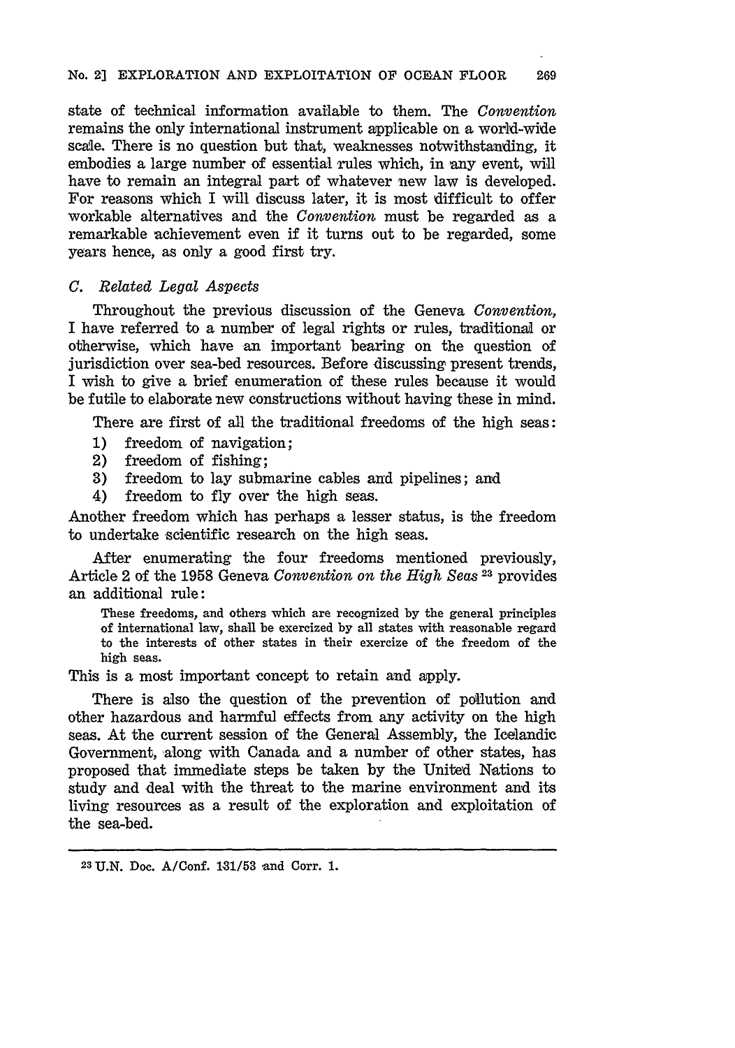state of technical information available to them. The *Convention* remains the only international instrument applicable on a world-wide scale. There is no question but that, weaknesses notwithstanding, it embodies a large number of essential rules which, in any event, will have to remain an integral part of whatever new law is developed. For reasons which I will discuss later, it is most difficult to offer workable alternatives and the *Convention* must be regarded as a remarkable achievement even if it turns out to be regarded, some years hence, as only a good first try.

### C. *Related Legal Aspects*

Throughout the previous discussion of the Geneva *Convention*, I have referred to a number of legal rights or rules, traditional or otherwise, which have an important bearing on the question of jurisdiction over sea-bed resources. Before discussing present trends, I wish to give a brief enumeration of these rules because it would be futile to elaborate new constructions without having these in mind.

There are first of all the traditional freedoms of the high seas:

1) freedom of navigation;
2) freedom of fishing;
3) freedom to lay submarine cables and pipelines; and
4) freedom to fly over the high seas.

Another freedom which has perhaps a lesser status, is the freedom to undertake scientific research on the high seas.

After enumerating the four freedoms mentioned previously, Article 2 of the 1958 Geneva *Convention on the High Seas* [23] provides an additional rule:

> These freedoms, and others which are recognized by the general principles of international law, shall be exercized by all states with reasonable regard to the interests of other states in their exercize of the freedom of the high seas.

This is a most important concept to retain and apply.

There is also the question of the prevention of pollution and other hazardous and harmful effects from any activity on the high seas. At the current session of the General Assembly, the Icelandic Government, along with Canada and a number of other states, has proposed that immediate steps be taken by the United Nations to study and deal with the threat to the marine environment and its living resources as a result of the exploration and exploitation of the sea-bed.

---

[23] U.N. Doc. A/Conf. 131/53 and Corr. 1.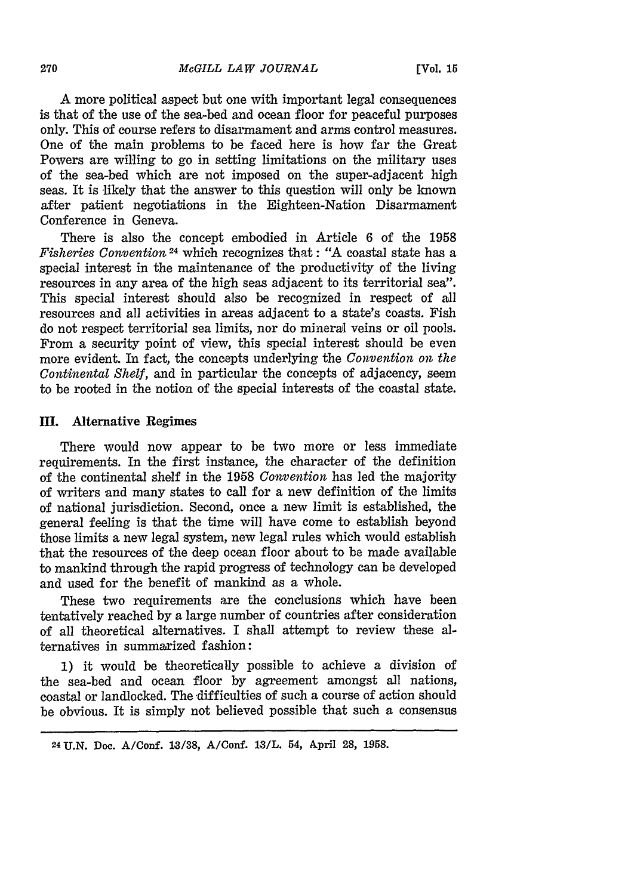A more political aspect but one with important legal consequences is that of the use of the sea-bed and ocean floor for peaceful purposes only. This of course refers to disarmament and arms control measures. One of the main problems to be faced here is how far the Great Powers are willing to go in setting limitations on the military uses of the sea-bed which are not imposed on the super-adjacent high seas. It is likely that the answer to this question will only be known after patient negotiations in the Eighteen-Nation Disarmament Conference in Geneva.

There is also the concept embodied in Article 6 of the 1958 *Fisheries Convention*[24] which recognizes that: "A coastal state has a special interest in the maintenance of the productivity of the living resources in any area of the high seas adjacent to its territorial sea". This special interest should also be recognized in respect of all resources and all activities in areas adjacent to a state's coasts. Fish do not respect territorial sea limits, nor do mineral veins or oil pools. From a security point of view, this special interest should be even more evident. In fact, the concepts underlying the *Convention on the Continental Shelf*, and in particular the concepts of adjacency, seem to be rooted in the notion of the special interests of the coastal state.

## III. Alternative Regimes

There would now appear to be two more or less immediate requirements. In the first instance, the character of the definition of the continental shelf in the 1958 *Convention* has led the majority of writers and many states to call for a new definition of the limits of national jurisdiction. Second, once a new limit is established, the general feeling is that the time will have come to establish beyond those limits a new legal system, new legal rules which would establish that the resources of the deep ocean floor about to be made available to mankind through the rapid progress of technology can be developed and used for the benefit of mankind as a whole.

These two requirements are the conclusions which have been tentatively reached by a large number of countries after consideration of all theoretical alternatives. I shall attempt to review these alternatives in summarized fashion:

1) it would be theoretically possible to achieve a division of the sea-bed and ocean floor by agreement amongst all nations, coastal or landlocked. The difficulties of such a course of action should be obvious. It is simply not believed possible that such a consensus

---

[24] U.N. Doc. A/Conf. 13/38, A/Conf. 13/L. 54, April 28, 1958.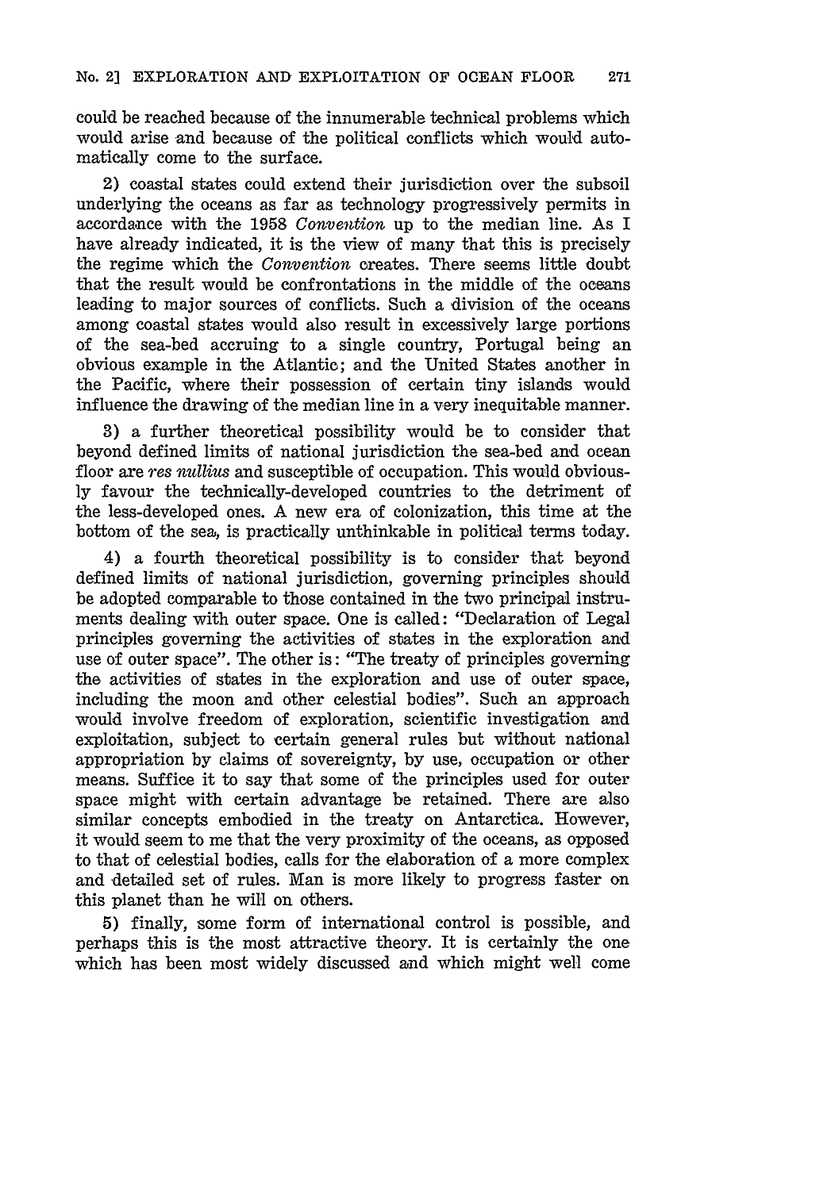could be reached because of the innumerable technical problems which would arise and because of the political conflicts which would automatically come to the surface.

2) coastal states could extend their jurisdiction over the subsoil underlying the oceans as far as technology progressively permits in accordance with the 1958 *Convention* up to the median line. As I have already indicated, it is the view of many that this is precisely the regime which the *Convention* creates. There seems little doubt that the result would be confrontations in the middle of the oceans leading to major sources of conflicts. Such a division of the oceans among coastal states would also result in excessively large portions of the sea-bed accruing to a single country, Portugal being an obvious example in the Atlantic; and the United States another in the Pacific, where their possession of certain tiny islands would influence the drawing of the median line in a very inequitable manner.

3) a further theoretical possibility would be to consider that beyond defined limits of national jurisdiction the sea-bed and ocean floor are *res nullius* and susceptible of occupation. This would obviously favour the technically-developed countries to the detriment of the less-developed ones. A new era of colonization, this time at the bottom of the sea, is practically unthinkable in political terms today.

4) a fourth theoretical possibility is to consider that beyond defined limits of national jurisdiction, governing principles should be adopted comparable to those contained in the two principal instruments dealing with outer space. One is called: "Declaration of Legal principles governing the activities of states in the exploration and use of outer space". The other is: "The treaty of principles governing the activities of states in the exploration and use of outer space, including the moon and other celestial bodies". Such an approach would involve freedom of exploration, scientific investigation and exploitation, subject to certain general rules but without national appropriation by claims of sovereignty, by use, occupation or other means. Suffice it to say that some of the principles used for outer space might with certain advantage be retained. There are also similar concepts embodied in the treaty on Antarctica. However, it would seem to me that the very proximity of the oceans, as opposed to that of celestial bodies, calls for the elaboration of a more complex and detailed set of rules. Man is more likely to progress faster on this planet than he will on others.

5) finally, some form of international control is possible, and perhaps this is the most attractive theory. It is certainly the one which has been most widely discussed and which might well come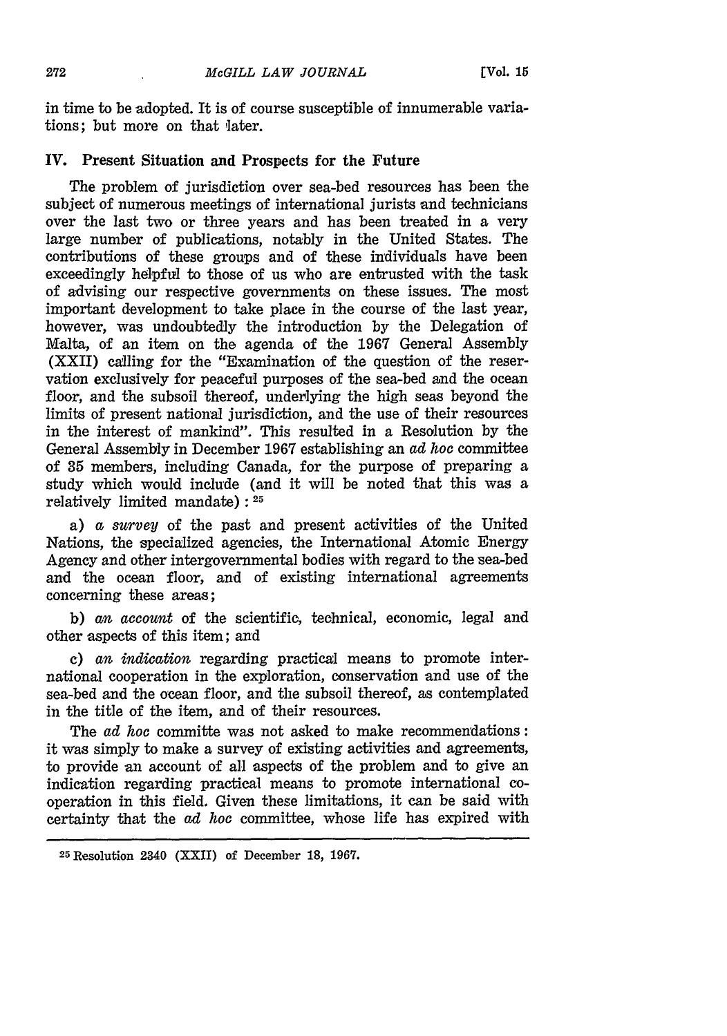in time to be adopted. It is of course susceptible of innumerable variations; but more on that later.

## IV. Present Situation and Prospects for the Future

The problem of jurisdiction over sea-bed resources has been the subject of numerous meetings of international jurists and technicians over the last two or three years and has been treated in a very large number of publications, notably in the United States. The contributions of these groups and of these individuals have been exceedingly helpful to those of us who are entrusted with the task of advising our respective governments on these issues. The most important development to take place in the course of the last year, however, was undoubtedly the introduction by the Delegation of Malta, of an item on the agenda of the 1967 General Assembly (XXII) calling for the "Examination of the question of the reservation exclusively for peaceful purposes of the sea-bed and the ocean floor, and the subsoil thereof, underlying the high seas beyond the limits of present national jurisdiction, and the use of their resources in the interest of mankind". This resulted in a Resolution by the General Assembly in December 1967 establishing an *ad hoc* committee of 35 members, including Canada, for the purpose of preparing a study which would include (and it will be noted that this was a relatively limited mandate):[25]

a) *a survey* of the past and present activities of the United Nations, the specialized agencies, the International Atomic Energy Agency and other intergovernmental bodies with regard to the sea-bed and the ocean floor, and of existing international agreements concerning these areas;

b) *an account* of the scientific, technical, economic, legal and other aspects of this item; and

c) *an indication* regarding practical means to promote international cooperation in the exploration, conservation and use of the sea-bed and the ocean floor, and the subsoil thereof, as contemplated in the title of the item, and of their resources.

The *ad hoc* committe was not asked to make recommendations: it was simply to make a survey of existing activities and agreements, to provide an account of all aspects of the problem and to give an indication regarding practical means to promote international co-operation in this field. Given these limitations, it can be said with certainty that the *ad hoc* committee, whose life has expired with

---

[25] Resolution 2340 (XXII) of December 18, 1967.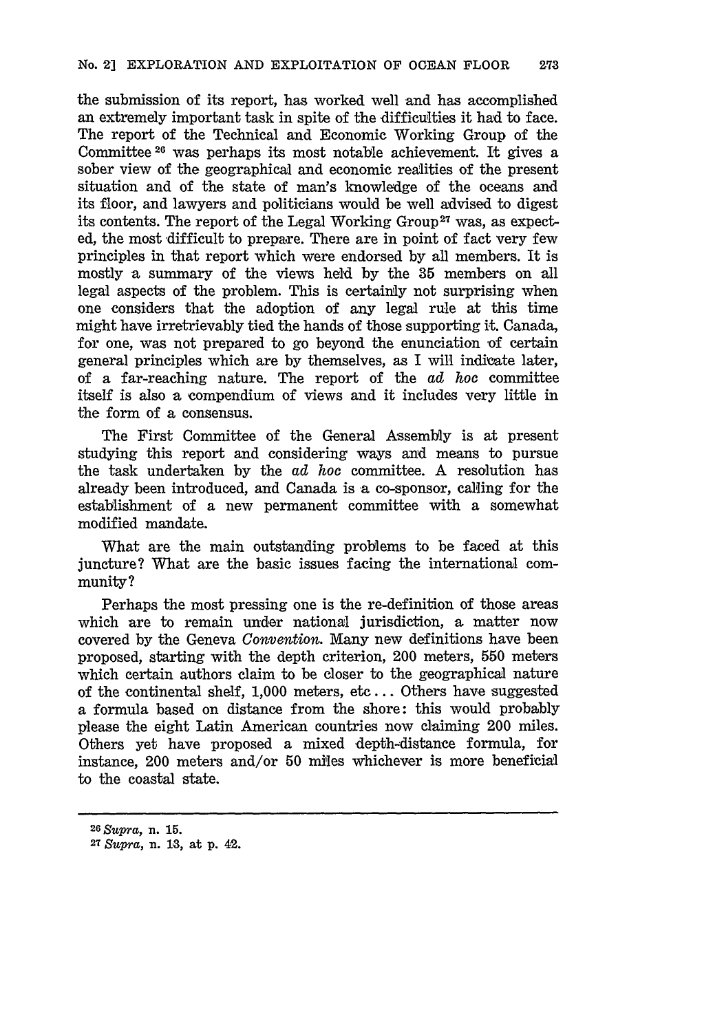the submission of its report, has worked well and has accomplished an extremely important task in spite of the difficulties it had to face. The report of the Technical and Economic Working Group of the Committee [26] was perhaps its most notable achievement. It gives a sober view of the geographical and economic realities of the present situation and of the state of man's knowledge of the oceans and its floor, and lawyers and politicians would be well advised to digest its contents. The report of the Legal Working Group [27] was, as expected, the most difficult to prepare. There are in point of fact very few principles in that report which were endorsed by all members. It is mostly a summary of the views held by the 35 members on all legal aspects of the problem. This is certainly not surprising when one considers that the adoption of any legal rule at this time might have irretrievably tied the hands of those supporting it. Canada, for one, was not prepared to go beyond the enunciation of certain general principles which are by themselves, as I will indicate later, of a far-reaching nature. The report of the *ad hoc* committee itself is also a compendium of views and it includes very little in the form of a consensus.

The First Committee of the General Assembly is at present studying this report and considering ways and means to pursue the task undertaken by the *ad hoc* committee. A resolution has already been introduced, and Canada is a co-sponsor, calling for the establishment of a new permanent committee with a somewhat modified mandate.

What are the main outstanding problems to be faced at this juncture? What are the basic issues facing the international community?

Perhaps the most pressing one is the re-definition of those areas which are to remain under national jurisdiction, a matter now covered by the Geneva *Convention*. Many new definitions have been proposed, starting with the depth criterion, 200 meters, 550 meters which certain authors claim to be closer to the geographical nature of the continental shelf, 1,000 meters, etc... Others have suggested a formula based on distance from the shore: this would probably please the eight Latin American countries now claiming 200 miles. Others yet have proposed a mixed depth-distance formula, for instance, 200 meters and/or 50 miles whichever is more beneficial to the coastal state.

---

[26] *Supra*, n. 15.

[27] *Supra*, n. 13, at p. 42.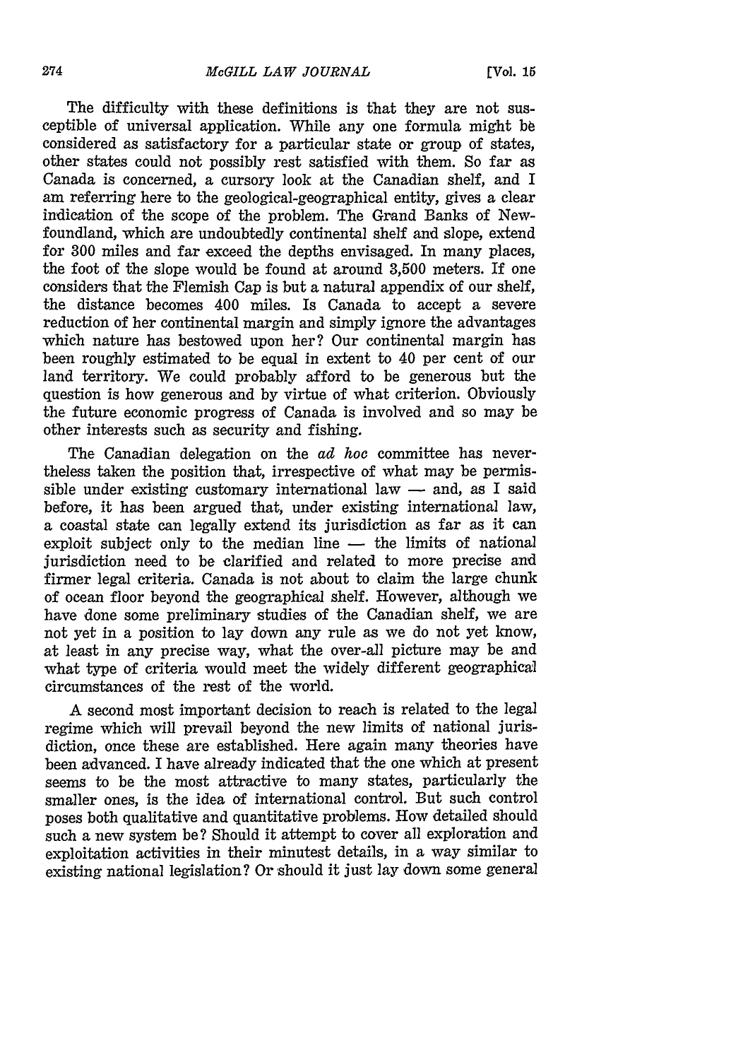The difficulty with these definitions is that they are not susceptible of universal application. While any one formula might be considered as satisfactory for a particular state or group of states, other states could not possibly rest satisfied with them. So far as Canada is concerned, a cursory look at the Canadian shelf, and I am referring here to the geological-geographical entity, gives a clear indication of the scope of the problem. The Grand Banks of Newfoundland, which are undoubtedly continental shelf and slope, extend for 300 miles and far exceed the depths envisaged. In many places, the foot of the slope would be found at around 3,500 meters. If one considers that the Flemish Cap is but a natural appendix of our shelf, the distance becomes 400 miles. Is Canada to accept a severe reduction of her continental margin and simply ignore the advantages which nature has bestowed upon her? Our continental margin has been roughly estimated to be equal in extent to 40 per cent of our land territory. We could probably afford to be generous but the question is how generous and by virtue of what criterion. Obviously the future economic progress of Canada is involved and so may be other interests such as security and fishing.

The Canadian delegation on the *ad hoc* committee has nevertheless taken the position that, irrespective of what may be permissible under existing customary international law — and, as I said before, it has been argued that, under existing international law, a coastal state can legally extend its jurisdiction as far as it can exploit subject only to the median line — the limits of national jurisdiction need to be clarified and related to more precise and firmer legal criteria. Canada is not about to claim the large chunk of ocean floor beyond the geographical shelf. However, although we have done some preliminary studies of the Canadian shelf, we are not yet in a position to lay down any rule as we do not yet know, at least in any precise way, what the over-all picture may be and what type of criteria would meet the widely different geographical circumstances of the rest of the world.

A second most important decision to reach is related to the legal regime which will prevail beyond the new limits of national jurisdiction, once these are established. Here again many theories have been advanced. I have already indicated that the one which at present seems to be the most attractive to many states, particularly the smaller ones, is the idea of international control. But such control poses both qualitative and quantitative problems. How detailed should such a new system be? Should it attempt to cover all exploration and exploitation activities in their minutest details, in a way similar to existing national legislation? Or should it just lay down some general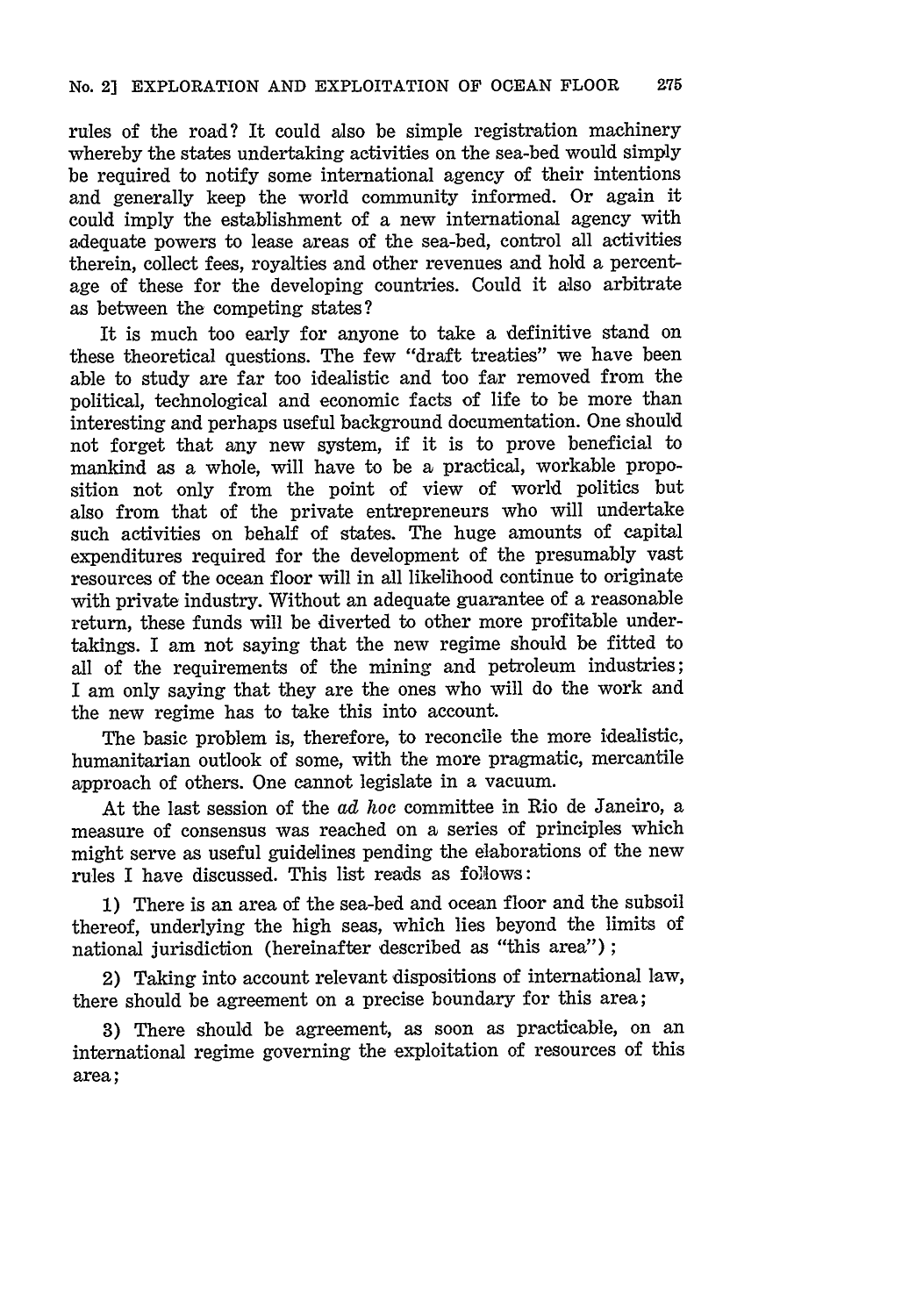rules of the road? It could also be simple registration machinery whereby the states undertaking activities on the sea-bed would simply be required to notify some international agency of their intentions and generally keep the world community informed. Or again it could imply the establishment of a new international agency with adequate powers to lease areas of the sea-bed, control all activities therein, collect fees, royalties and other revenues and hold a percentage of these for the developing countries. Could it also arbitrate as between the competing states?

It is much too early for anyone to take a definitive stand on these theoretical questions. The few "draft treaties" we have been able to study are far too idealistic and too far removed from the political, technological and economic facts of life to be more than interesting and perhaps useful background documentation. One should not forget that any new system, if it is to prove beneficial to mankind as a whole, will have to be a practical, workable proposition not only from the point of view of world politics but also from that of the private entrepreneurs who will undertake such activities on behalf of states. The huge amounts of capital expenditures required for the development of the presumably vast resources of the ocean floor will in all likelihood continue to originate with private industry. Without an adequate guarantee of a reasonable return, these funds will be diverted to other more profitable undertakings. I am not saying that the new regime should be fitted to all of the requirements of the mining and petroleum industries; I am only saying that they are the ones who will do the work and the new regime has to take this into account.

The basic problem is, therefore, to reconcile the more idealistic, humanitarian outlook of some, with the more pragmatic, mercantile approach of others. One cannot legislate in a vacuum.

At the last session of the *ad hoc* committee in Rio de Janeiro, a measure of consensus was reached on a series of principles which might serve as useful guidelines pending the elaborations of the new rules I have discussed. This list reads as follows:

1) There is an area of the sea-bed and ocean floor and the subsoil thereof, underlying the high seas, which lies beyond the limits of national jurisdiction (hereinafter described as "this area");

2) Taking into account relevant dispositions of international law, there should be agreement on a precise boundary for this area;

3) There should be agreement, as soon as practicable, on an international regime governing the exploitation of resources of this area;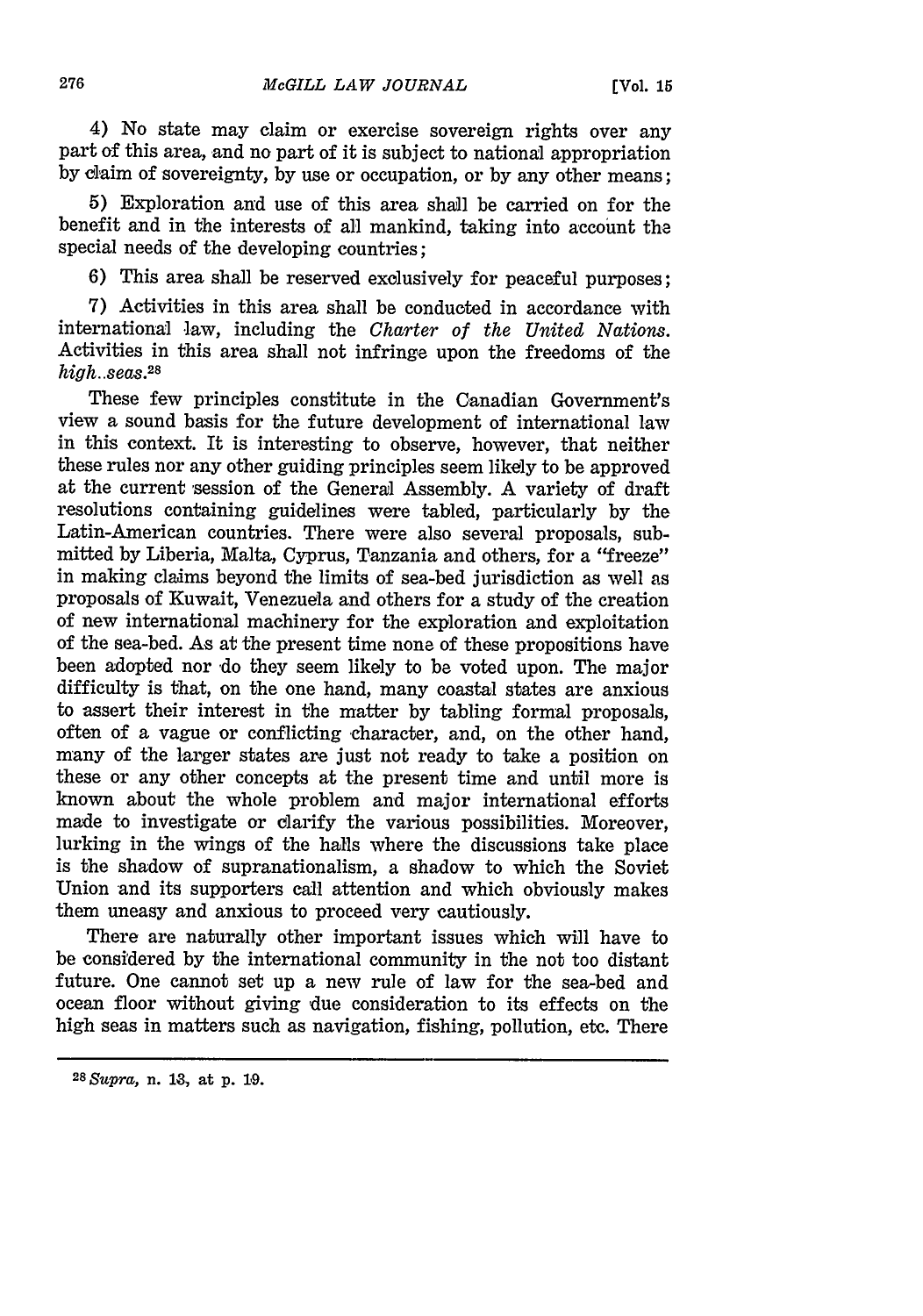4) No state may claim or exercise sovereign rights over any part of this area, and no part of it is subject to national appropriation by claim of sovereignty, by use or occupation, or by any other means;

5) Exploration and use of this area shall be carried on for the benefit and in the interests of all mankind, taking into account the special needs of the developing countries;

6) This area shall be reserved exclusively for peaceful purposes;

7) Activities in this area shall be conducted in accordance with international law, including the *Charter of the United Nations*. Activities in this area shall not infringe upon the freedoms of the *high seas*.[28]

These few principles constitute in the Canadian Government's view a sound basis for the future development of international law in this context. It is interesting to observe, however, that neither these rules nor any other guiding principles seem likely to be approved at the current session of the General Assembly. A variety of draft resolutions containing guidelines were tabled, particularly by the Latin-American countries. There were also several proposals, submitted by Liberia, Malta, Cyprus, Tanzania and others, for a "freeze" in making claims beyond the limits of sea-bed jurisdiction as well as proposals of Kuwait, Venezuela and others for a study of the creation of new international machinery for the exploration and exploitation of the sea-bed. As at the present time none of these propositions have been adopted nor do they seem likely to be voted upon. The major difficulty is that, on the one hand, many coastal states are anxious to assert their interest in the matter by tabling formal proposals, often of a vague or conflicting character, and, on the other hand, many of the larger states are just not ready to take a position on these or any other concepts at the present time and until more is known about the whole problem and major international efforts made to investigate or clarify the various possibilities. Moreover, lurking in the wings of the halls where the discussions take place is the shadow of supranationalism, a shadow to which the Soviet Union and its supporters call attention and which obviously makes them uneasy and anxious to proceed very cautiously.

There are naturally other important issues which will have to be considered by the international community in the not too distant future. One cannot set up a new rule of law for the sea-bed and ocean floor without giving due consideration to its effects on the high seas in matters such as navigation, fishing, pollution, etc. There

---

[28] *Supra*, n. 13, at p. 19.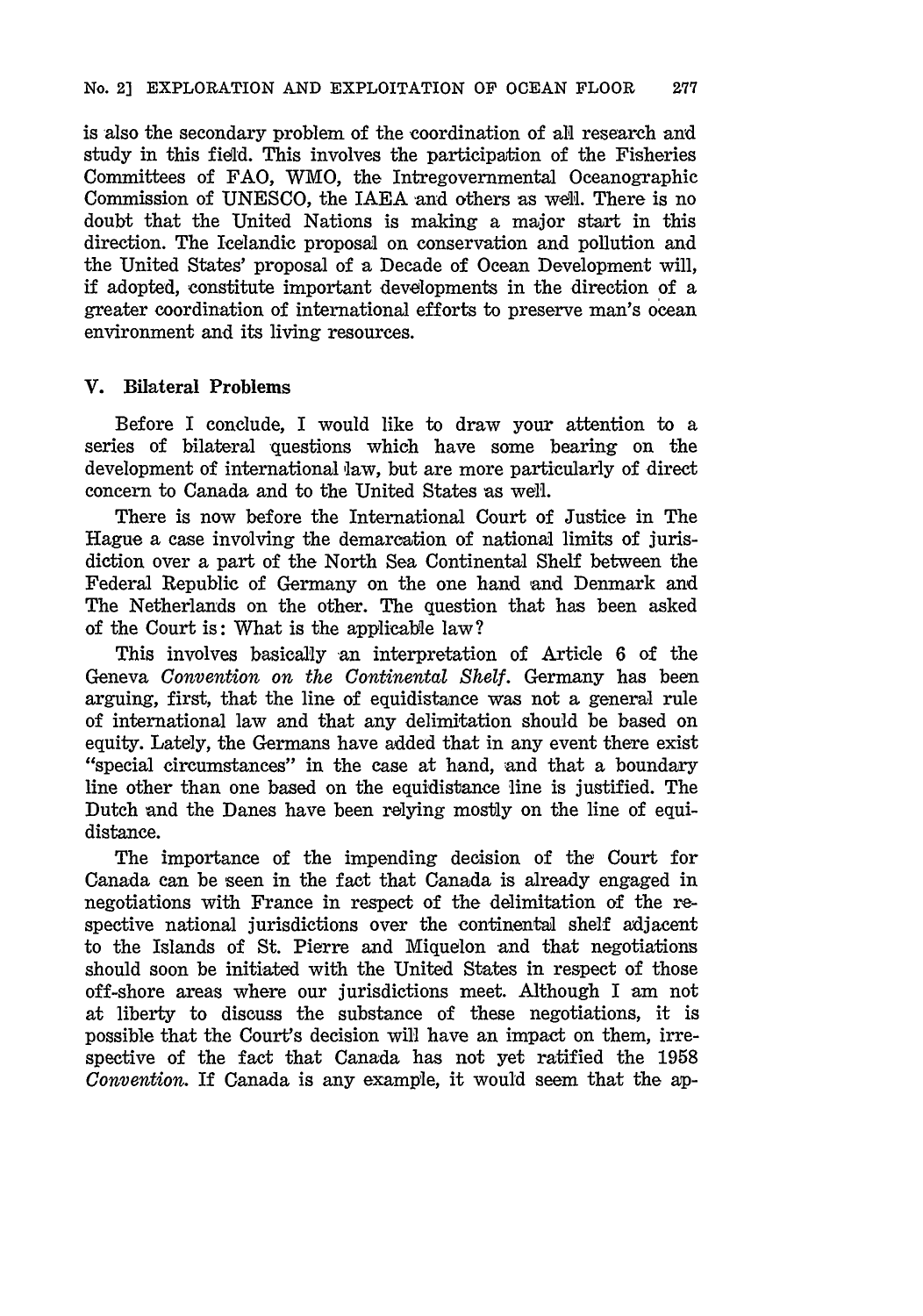is also the secondary problem of the coordination of all research and study in this field. This involves the participation of the Fisheries Committees of FAO, WMO, the Intregovernmental Oceanographic Commission of UNESCO, the IAEA and others as well. There is no doubt that the United Nations is making a major start in this direction. The Icelandic proposal on conservation and pollution and the United States' proposal of a Decade of Ocean Development will, if adopted, constitute important developments in the direction of a greater coordination of international efforts to preserve man's ocean environment and its living resources.

## V. Bilateral Problems

Before I conclude, I would like to draw your attention to a series of bilateral questions which have some bearing on the development of international law, but are more particularly of direct concern to Canada and to the United States as well.

There is now before the International Court of Justice in The Hague a case involving the demarcation of national limits of jurisdiction over a part of the North Sea Continental Shelf between the Federal Republic of Germany on the one hand and Denmark and The Netherlands on the other. The question that has been asked of the Court is: What is the applicable law?

This involves basically an interpretation of Article 6 of the Geneva *Convention on the Continental Shelf*. Germany has been arguing, first, that the line of equidistance was not a general rule of international law and that any delimitation should be based on equity. Lately, the Germans have added that in any event there exist "special circumstances" in the case at hand, and that a boundary line other than one based on the equidistance line is justified. The Dutch and the Danes have been relying mostly on the line of equidistance.

The importance of the impending decision of the Court for Canada can be seen in the fact that Canada is already engaged in negotiations with France in respect of the delimitation of the respective national jurisdictions over the continental shelf adjacent to the Islands of St. Pierre and Miquelon and that negotiations should soon be initiated with the United States in respect of those off-shore areas where our jurisdictions meet. Although I am not at liberty to discuss the substance of these negotiations, it is possible that the Court's decision will have an impact on them, irrespective of the fact that Canada has not yet ratified the 1958 *Convention*. If Canada is any example, it would seem that the ap-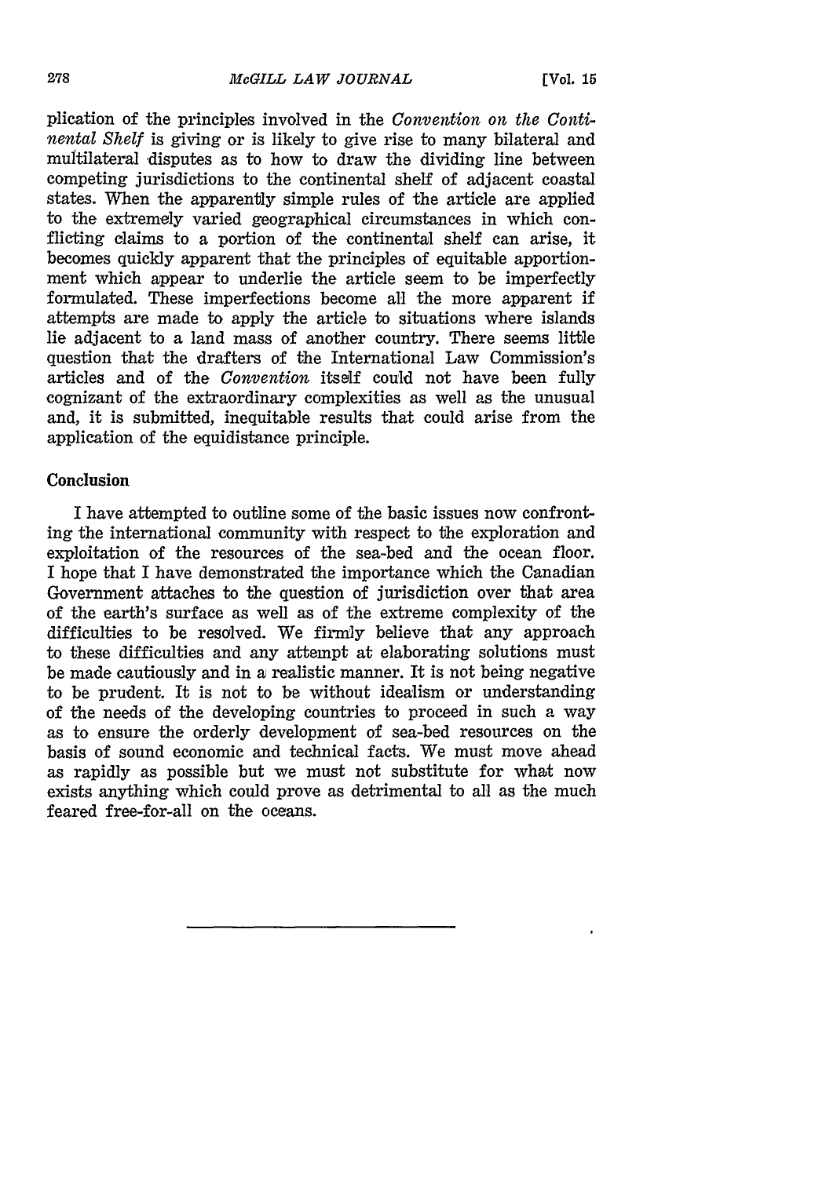plication of the principles involved in the *Convention on the Continental Shelf* is giving or is likely to give rise to many bilateral and multilateral disputes as to how to draw the dividing line between competing jurisdictions to the continental shelf of adjacent coastal states. When the apparently simple rules of the article are applied to the extremely varied geographical circumstances in which conflicting claims to a portion of the continental shelf can arise, it becomes quickly apparent that the principles of equitable apportionment which appear to underlie the article seem to be imperfectly formulated. These imperfections become all the more apparent if attempts are made to apply the article to situations where islands lie adjacent to a land mass of another country. There seems little question that the drafters of the International Law Commission's articles and of the *Convention* itself could not have been fully cognizant of the extraordinary complexities as well as the unusual and, it is submitted, inequitable results that could arise from the application of the equidistance principle.

## Conclusion

I have attempted to outline some of the basic issues now confronting the international community with respect to the exploration and exploitation of the resources of the sea-bed and the ocean floor. I hope that I have demonstrated the importance which the Canadian Government attaches to the question of jurisdiction over that area of the earth's surface as well as of the extreme complexity of the difficulties to be resolved. We firmly believe that any approach to these difficulties and any attempt at elaborating solutions must be made cautiously and in a realistic manner. It is not being negative to be prudent. It is not to be without idealism or understanding of the needs of the developing countries to proceed in such a way as to ensure the orderly development of sea-bed resources on the basis of sound economic and technical facts. We must move ahead as rapidly as possible but we must not substitute for what now exists anything which could prove as detrimental to all as the much feared free-for-all on the oceans.